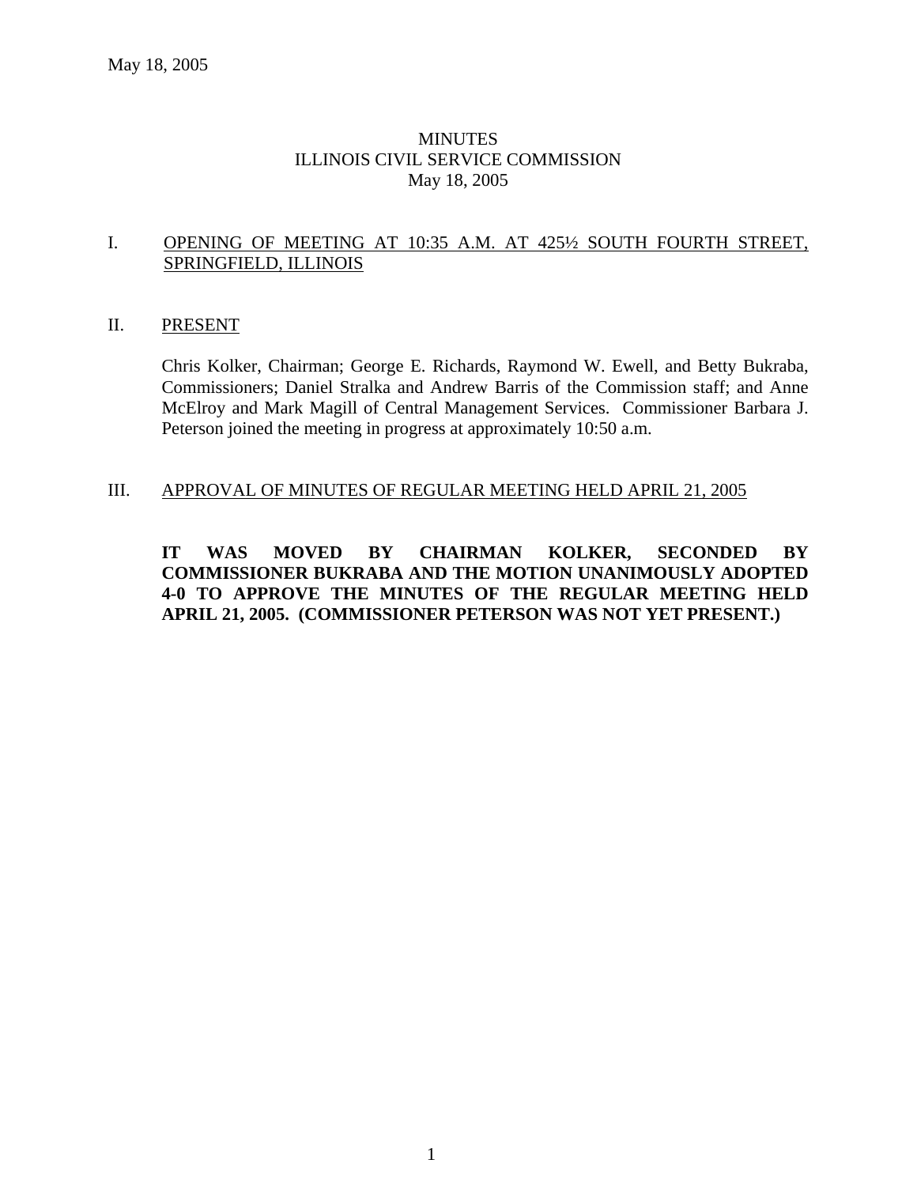# MINUTES
# ILLINOIS CIVIL SERVICE COMMISSION
# May 18, 2005

## I. OPENING OF MEETING AT 10:35 A.M. AT 425½ SOUTH FOURTH STREET, SPRINGFIELD, ILLINOIS

## II. PRESENT

Chris Kolker, Chairman; George E. Richards, Raymond W. Ewell, and Betty Bukraba, Commissioners; Daniel Stralka and Andrew Barris of the Commission staff; and Anne McElroy and Mark Magill of Central Management Services. Commissioner Barbara J. Peterson joined the meeting in progress at approximately 10:50 a.m.

## III. APPROVAL OF MINUTES OF REGULAR MEETING HELD APRIL 21, 2005

**IT WAS MOVED BY CHAIRMAN KOLKER, SECONDED BY COMMISSIONER BUKRABA AND THE MOTION UNANIMOUSLY ADOPTED 4-0 TO APPROVE THE MINUTES OF THE REGULAR MEETING HELD APRIL 21, 2005. (COMMISSIONER PETERSON WAS NOT YET PRESENT.)**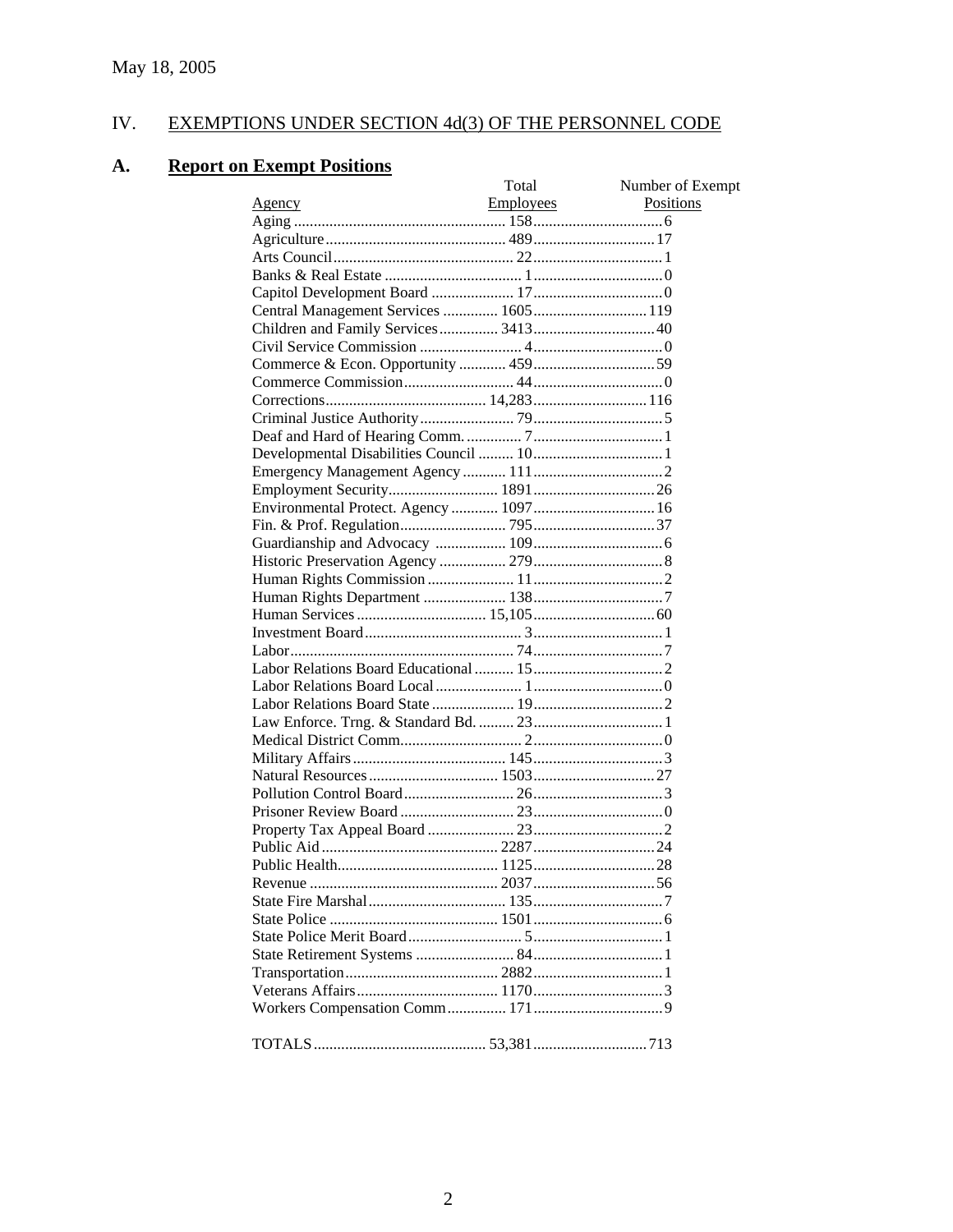May 18, 2005

## IV. EXEMPTIONS UNDER SECTION 4d(3) OF THE PERSONNEL CODE

### A. Report on Exempt Positions

| Agency | Total Employees | Number of Exempt Positions |
|---|---|---|
| Aging | 158 | 6 |
| Agriculture | 489 | 17 |
| Arts Council | 22 | 1 |
| Banks & Real Estate | 1 | 0 |
| Capitol Development Board | 17 | 0 |
| Central Management Services | 1605 | 119 |
| Children and Family Services | 3413 | 40 |
| Civil Service Commission | 4 | 0 |
| Commerce & Econ. Opportunity | 459 | 59 |
| Commerce Commission | 44 | 0 |
| Corrections | 14,283 | 116 |
| Criminal Justice Authority | 79 | 5 |
| Deaf and Hard of Hearing Comm. | 7 | 1 |
| Developmental Disabilities Council | 10 | 1 |
| Emergency Management Agency | 111 | 2 |
| Employment Security | 1891 | 26 |
| Environmental Protect. Agency | 1097 | 16 |
| Fin. & Prof. Regulation | 795 | 37 |
| Guardianship and Advocacy | 109 | 6 |
| Historic Preservation Agency | 279 | 8 |
| Human Rights Commission | 11 | 2 |
| Human Rights Department | 138 | 7 |
| Human Services | 15,105 | 60 |
| Investment Board | 3 | 1 |
| Labor | 74 | 7 |
| Labor Relations Board Educational | 15 | 2 |
| Labor Relations Board Local | 1 | 0 |
| Labor Relations Board State | 19 | 2 |
| Law Enforce. Trng. & Standard Bd. | 23 | 1 |
| Medical District Comm. | 2 | 0 |
| Military Affairs | 145 | 3 |
| Natural Resources | 1503 | 27 |
| Pollution Control Board | 26 | 3 |
| Prisoner Review Board | 23 | 0 |
| Property Tax Appeal Board | 23 | 2 |
| Public Aid | 2287 | 24 |
| Public Health | 1125 | 28 |
| Revenue | 2037 | 56 |
| State Fire Marshal | 135 | 7 |
| State Police | 1501 | 6 |
| State Police Merit Board | 5 | 1 |
| State Retirement Systems | 84 | 1 |
| Transportation | 2882 | 1 |
| Veterans Affairs | 1170 | 3 |
| Workers Compensation Comm | 171 | 9 |
| TOTALS | 53,381 | 713 |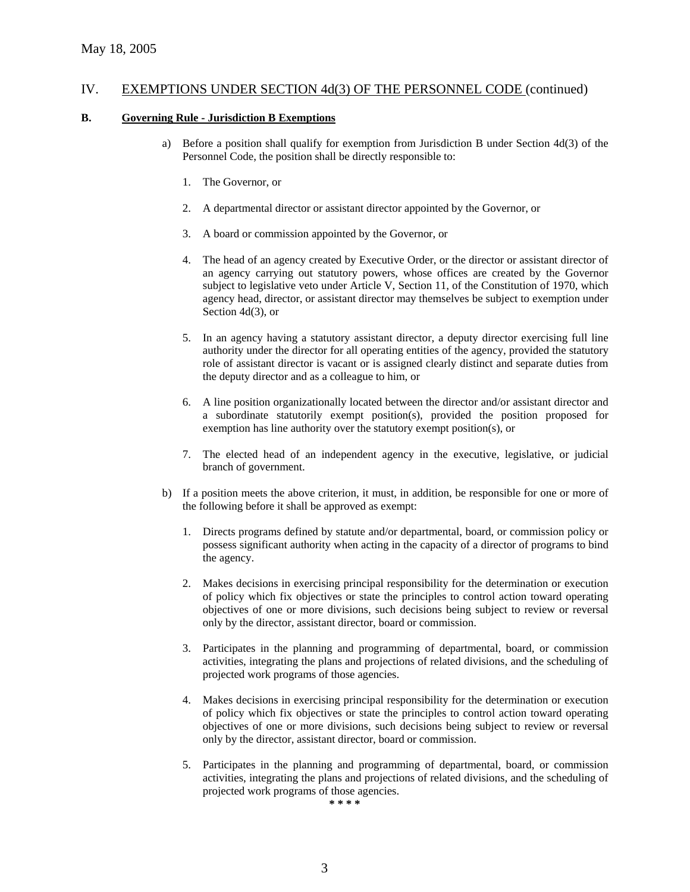May 18, 2005

## IV. EXEMPTIONS UNDER SECTION 4d(3) OF THE PERSONNEL CODE (continued)

### B. Governing Rule - Jurisdiction B Exemptions

a) Before a position shall qualify for exemption from Jurisdiction B under Section 4d(3) of the Personnel Code, the position shall be directly responsible to:

1. The Governor, or

2. A departmental director or assistant director appointed by the Governor, or

3. A board or commission appointed by the Governor, or

4. The head of an agency created by Executive Order, or the director or assistant director of an agency carrying out statutory powers, whose offices are created by the Governor subject to legislative veto under Article V, Section 11, of the Constitution of 1970, which agency head, director, or assistant director may themselves be subject to exemption under Section 4d(3), or

5. In an agency having a statutory assistant director, a deputy director exercising full line authority under the director for all operating entities of the agency, provided the statutory role of assistant director is vacant or is assigned clearly distinct and separate duties from the deputy director and as a colleague to him, or

6. A line position organizationally located between the director and/or assistant director and a subordinate statutorily exempt position(s), provided the position proposed for exemption has line authority over the statutory exempt position(s), or

7. The elected head of an independent agency in the executive, legislative, or judicial branch of government.

b) If a position meets the above criterion, it must, in addition, be responsible for one or more of the following before it shall be approved as exempt:

1. Directs programs defined by statute and/or departmental, board, or commission policy or possess significant authority when acting in the capacity of a director of programs to bind the agency.

2. Makes decisions in exercising principal responsibility for the determination or execution of policy which fix objectives or state the principles to control action toward operating objectives of one or more divisions, such decisions being subject to review or reversal only by the director, assistant director, board or commission.

3. Participates in the planning and programming of departmental, board, or commission activities, integrating the plans and projections of related divisions, and the scheduling of projected work programs of those agencies.

4. Makes decisions in exercising principal responsibility for the determination or execution of policy which fix objectives or state the principles to control action toward operating objectives of one or more divisions, such decisions being subject to review or reversal only by the director, assistant director, board or commission.

5. Participates in the planning and programming of departmental, board, or commission activities, integrating the plans and projections of related divisions, and the scheduling of projected work programs of those agencies.

\* \* \* \*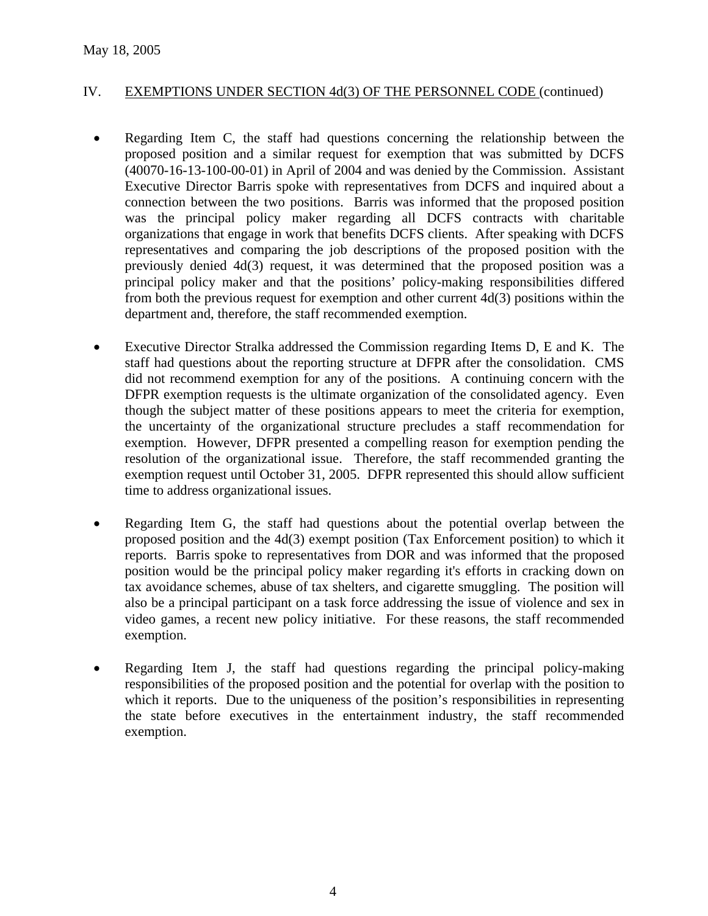May 18, 2005

IV. EXEMPTIONS UNDER SECTION 4d(3) OF THE PERSONNEL CODE (continued)

- Regarding Item C, the staff had questions concerning the relationship between the proposed position and a similar request for exemption that was submitted by DCFS (40070-16-13-100-00-01) in April of 2004 and was denied by the Commission. Assistant Executive Director Barris spoke with representatives from DCFS and inquired about a connection between the two positions. Barris was informed that the proposed position was the principal policy maker regarding all DCFS contracts with charitable organizations that engage in work that benefits DCFS clients. After speaking with DCFS representatives and comparing the job descriptions of the proposed position with the previously denied 4d(3) request, it was determined that the proposed position was a principal policy maker and that the positions' policy-making responsibilities differed from both the previous request for exemption and other current 4d(3) positions within the department and, therefore, the staff recommended exemption.

- Executive Director Stralka addressed the Commission regarding Items D, E and K. The staff had questions about the reporting structure at DFPR after the consolidation. CMS did not recommend exemption for any of the positions. A continuing concern with the DFPR exemption requests is the ultimate organization of the consolidated agency. Even though the subject matter of these positions appears to meet the criteria for exemption, the uncertainty of the organizational structure precludes a staff recommendation for exemption. However, DFPR presented a compelling reason for exemption pending the resolution of the organizational issue. Therefore, the staff recommended granting the exemption request until October 31, 2005. DFPR represented this should allow sufficient time to address organizational issues.

- Regarding Item G, the staff had questions about the potential overlap between the proposed position and the 4d(3) exempt position (Tax Enforcement position) to which it reports. Barris spoke to representatives from DOR and was informed that the proposed position would be the principal policy maker regarding it's efforts in cracking down on tax avoidance schemes, abuse of tax shelters, and cigarette smuggling. The position will also be a principal participant on a task force addressing the issue of violence and sex in video games, a recent new policy initiative. For these reasons, the staff recommended exemption.

- Regarding Item J, the staff had questions regarding the principal policy-making responsibilities of the proposed position and the potential for overlap with the position to which it reports. Due to the uniqueness of the position's responsibilities in representing the state before executives in the entertainment industry, the staff recommended exemption.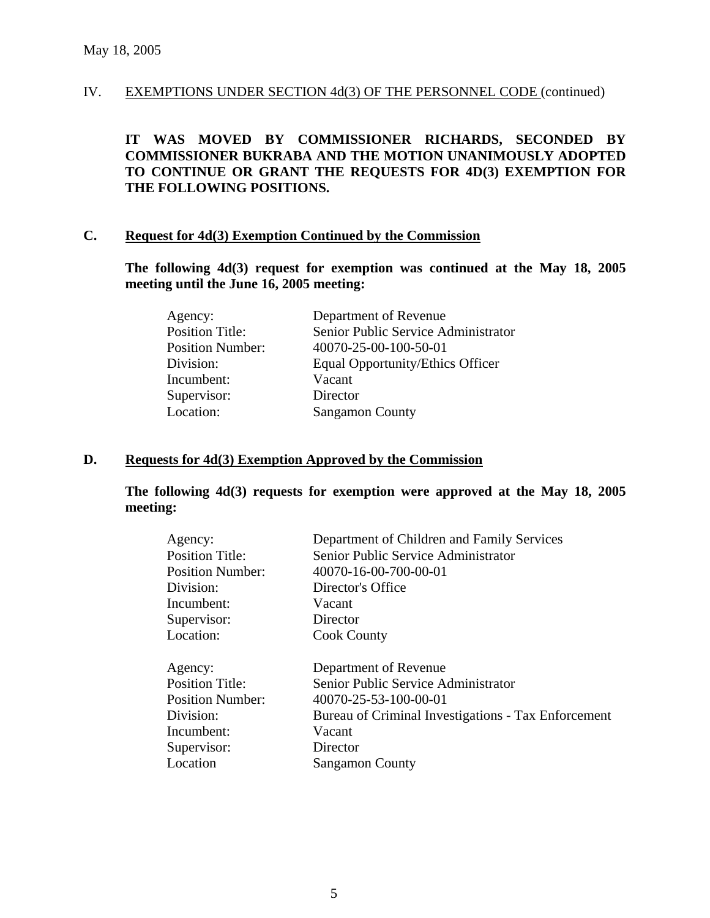May 18, 2005

IV. EXEMPTIONS UNDER SECTION 4d(3) OF THE PERSONNEL CODE (continued)

**IT WAS MOVED BY COMMISSIONER RICHARDS, SECONDED BY COMMISSIONER BUKRABA AND THE MOTION UNANIMOUSLY ADOPTED TO CONTINUE OR GRANT THE REQUESTS FOR 4D(3) EXEMPTION FOR THE FOLLOWING POSITIONS.**

## C. Request for 4d(3) Exemption Continued by the Commission

**The following 4d(3) request for exemption was continued at the May 18, 2005 meeting until the June 16, 2005 meeting:**

| | |
|---|---|
| Agency: | Department of Revenue |
| Position Title: | Senior Public Service Administrator |
| Position Number: | 40070-25-00-100-50-01 |
| Division: | Equal Opportunity/Ethics Officer |
| Incumbent: | Vacant |
| Supervisor: | Director |
| Location: | Sangamon County |

## D. Requests for 4d(3) Exemption Approved by the Commission

**The following 4d(3) requests for exemption were approved at the May 18, 2005 meeting:**

| | |
|---|---|
| Agency: | Department of Children and Family Services |
| Position Title: | Senior Public Service Administrator |
| Position Number: | 40070-16-00-700-00-01 |
| Division: | Director's Office |
| Incumbent: | Vacant |
| Supervisor: | Director |
| Location: | Cook County |

| | |
|---|---|
| Agency: | Department of Revenue |
| Position Title: | Senior Public Service Administrator |
| Position Number: | 40070-25-53-100-00-01 |
| Division: | Bureau of Criminal Investigations - Tax Enforcement |
| Incumbent: | Vacant |
| Supervisor: | Director |
| Location | Sangamon County |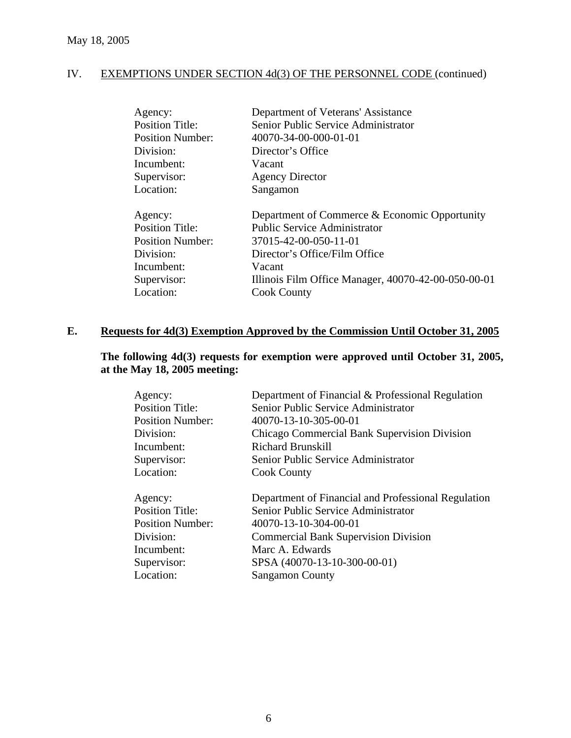May 18, 2005

## IV. EXEMPTIONS UNDER SECTION 4d(3) OF THE PERSONNEL CODE (continued)

| | |
|---|---|
| Agency: | Department of Veterans' Assistance |
| Position Title: | Senior Public Service Administrator |
| Position Number: | 40070-34-00-000-01-01 |
| Division: | Director's Office |
| Incumbent: | Vacant |
| Supervisor: | Agency Director |
| Location: | Sangamon |

| | |
|---|---|
| Agency: | Department of Commerce & Economic Opportunity |
| Position Title: | Public Service Administrator |
| Position Number: | 37015-42-00-050-11-01 |
| Division: | Director's Office/Film Office |
| Incumbent: | Vacant |
| Supervisor: | Illinois Film Office Manager, 40070-42-00-050-00-01 |
| Location: | Cook County |

### E. Requests for 4d(3) Exemption Approved by the Commission Until October 31, 2005

**The following 4d(3) requests for exemption were approved until October 31, 2005, at the May 18, 2005 meeting:**

| | |
|---|---|
| Agency: | Department of Financial & Professional Regulation |
| Position Title: | Senior Public Service Administrator |
| Position Number: | 40070-13-10-305-00-01 |
| Division: | Chicago Commercial Bank Supervision Division |
| Incumbent: | Richard Brunskill |
| Supervisor: | Senior Public Service Administrator |
| Location: | Cook County |

| | |
|---|---|
| Agency: | Department of Financial and Professional Regulation |
| Position Title: | Senior Public Service Administrator |
| Position Number: | 40070-13-10-304-00-01 |
| Division: | Commercial Bank Supervision Division |
| Incumbent: | Marc A. Edwards |
| Supervisor: | SPSA (40070-13-10-300-00-01) |
| Location: | Sangamon County |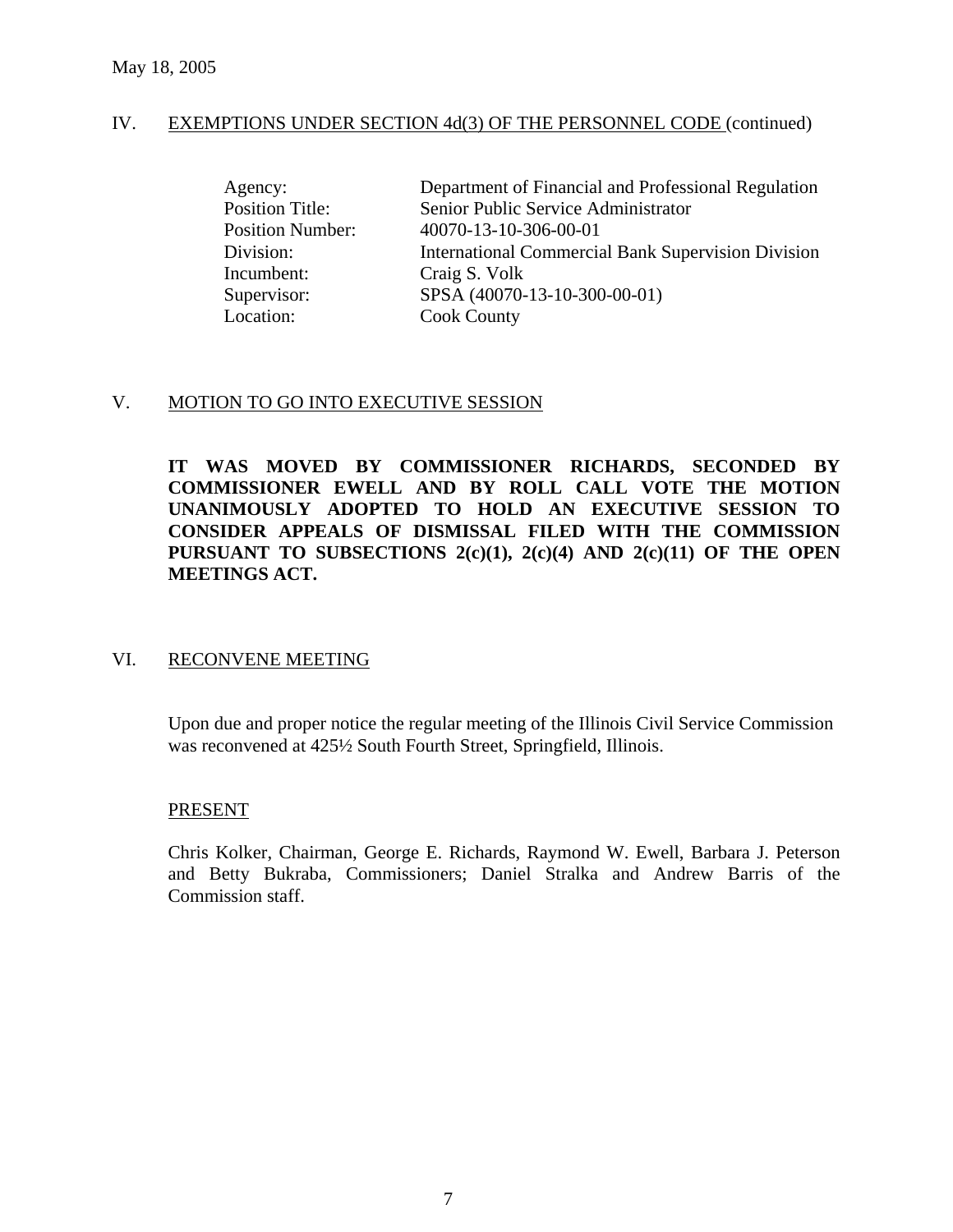May 18, 2005

## IV. EXEMPTIONS UNDER SECTION 4d(3) OF THE PERSONNEL CODE (continued)

| | |
|---|---|
| Agency: | Department of Financial and Professional Regulation |
| Position Title: | Senior Public Service Administrator |
| Position Number: | 40070-13-10-306-00-01 |
| Division: | International Commercial Bank Supervision Division |
| Incumbent: | Craig S. Volk |
| Supervisor: | SPSA (40070-13-10-300-00-01) |
| Location: | Cook County |

## V. MOTION TO GO INTO EXECUTIVE SESSION

**IT WAS MOVED BY COMMISSIONER RICHARDS, SECONDED BY COMMISSIONER EWELL AND BY ROLL CALL VOTE THE MOTION UNANIMOUSLY ADOPTED TO HOLD AN EXECUTIVE SESSION TO CONSIDER APPEALS OF DISMISSAL FILED WITH THE COMMISSION PURSUANT TO SUBSECTIONS 2(c)(1), 2(c)(4) AND 2(c)(11) OF THE OPEN MEETINGS ACT.**

## VI. RECONVENE MEETING

Upon due and proper notice the regular meeting of the Illinois Civil Service Commission was reconvened at 425½ South Fourth Street, Springfield, Illinois.

PRESENT

Chris Kolker, Chairman, George E. Richards, Raymond W. Ewell, Barbara J. Peterson and Betty Bukraba, Commissioners; Daniel Stralka and Andrew Barris of the Commission staff.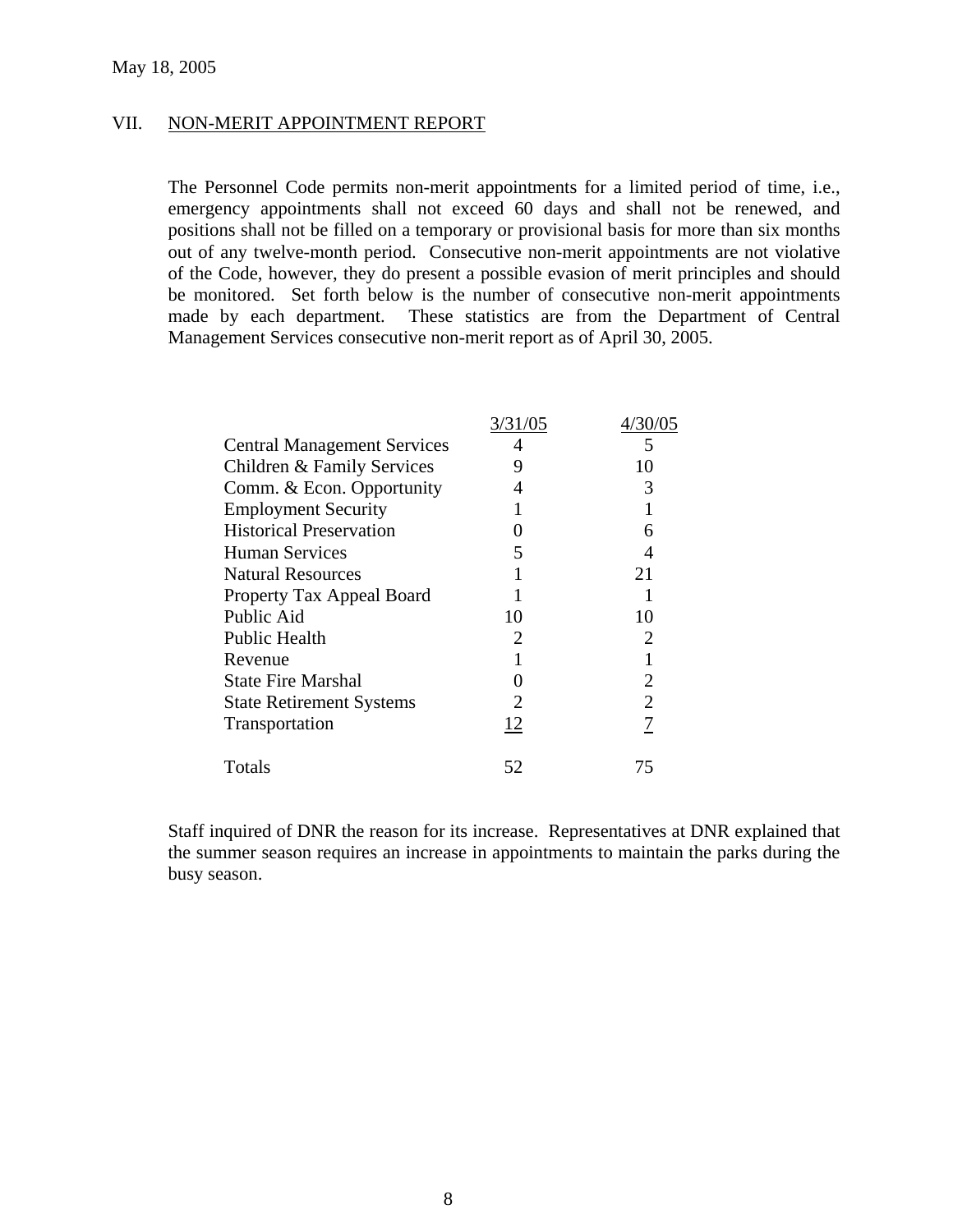May 18, 2005

## VII. NON-MERIT APPOINTMENT REPORT

The Personnel Code permits non-merit appointments for a limited period of time, i.e., emergency appointments shall not exceed 60 days and shall not be renewed, and positions shall not be filled on a temporary or provisional basis for more than six months out of any twelve-month period. Consecutive non-merit appointments are not violative of the Code, however, they do present a possible evasion of merit principles and should be monitored. Set forth below is the number of consecutive non-merit appointments made by each department. These statistics are from the Department of Central Management Services consecutive non-merit report as of April 30, 2005.

| | 3/31/05 | 4/30/05 |
|---|---|---|
| Central Management Services | 4 | 5 |
| Children & Family Services | 9 | 10 |
| Comm. & Econ. Opportunity | 4 | 3 |
| Employment Security | 1 | 1 |
| Historical Preservation | 0 | 6 |
| Human Services | 5 | 4 |
| Natural Resources | 1 | 21 |
| Property Tax Appeal Board | 1 | 1 |
| Public Aid | 10 | 10 |
| Public Health | 2 | 2 |
| Revenue | 1 | 1 |
| State Fire Marshal | 0 | 2 |
| State Retirement Systems | 2 | 2 |
| Transportation | 12 | 7 |
| Totals | 52 | 75 |

Staff inquired of DNR the reason for its increase. Representatives at DNR explained that the summer season requires an increase in appointments to maintain the parks during the busy season.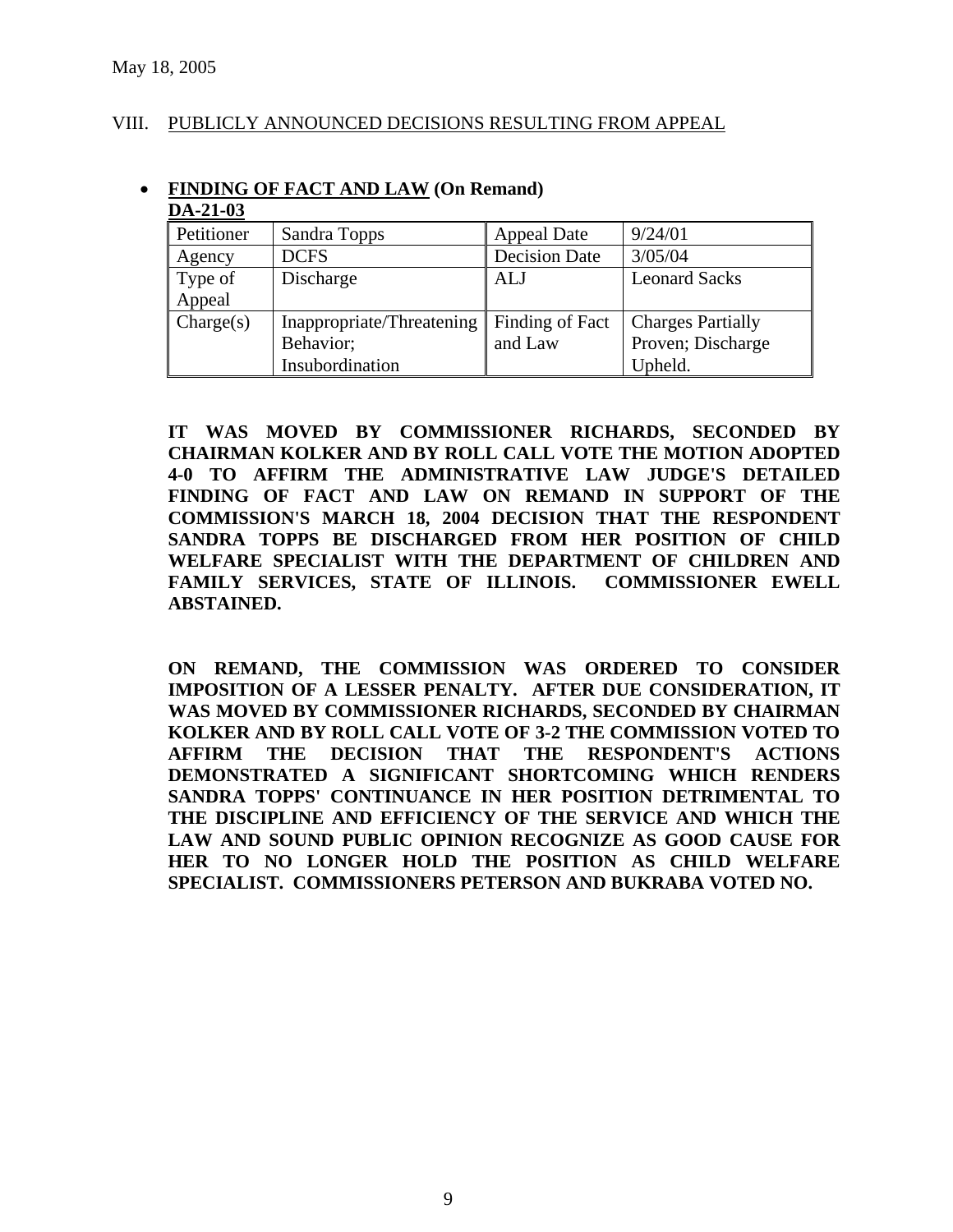May 18, 2005

## VIII. PUBLICLY ANNOUNCED DECISIONS RESULTING FROM APPEAL

- **FINDING OF FACT AND LAW (On Remand)**

**DA-21-03**

| Petitioner | Sandra Topps | Appeal Date | 9/24/01 |
|---|---|---|---|
| Agency | DCFS | Decision Date | 3/05/04 |
| Type of Appeal | Discharge | ALJ | Leonard Sacks |
| Charge(s) | Inappropriate/Threatening Behavior; Insubordination | Finding of Fact and Law | Charges Partially Proven; Discharge Upheld. |

**IT WAS MOVED BY COMMISSIONER RICHARDS, SECONDED BY CHAIRMAN KOLKER AND BY ROLL CALL VOTE THE MOTION ADOPTED 4-0 TO AFFIRM THE ADMINISTRATIVE LAW JUDGE'S DETAILED FINDING OF FACT AND LAW ON REMAND IN SUPPORT OF THE COMMISSION'S MARCH 18, 2004 DECISION THAT THE RESPONDENT SANDRA TOPPS BE DISCHARGED FROM HER POSITION OF CHILD WELFARE SPECIALIST WITH THE DEPARTMENT OF CHILDREN AND FAMILY SERVICES, STATE OF ILLINOIS. COMMISSIONER EWELL ABSTAINED.**

**ON REMAND, THE COMMISSION WAS ORDERED TO CONSIDER IMPOSITION OF A LESSER PENALTY. AFTER DUE CONSIDERATION, IT WAS MOVED BY COMMISSIONER RICHARDS, SECONDED BY CHAIRMAN KOLKER AND BY ROLL CALL VOTE OF 3-2 THE COMMISSION VOTED TO AFFIRM THE DECISION THAT THE RESPONDENT'S ACTIONS DEMONSTRATED A SIGNIFICANT SHORTCOMING WHICH RENDERS SANDRA TOPPS' CONTINUANCE IN HER POSITION DETRIMENTAL TO THE DISCIPLINE AND EFFICIENCY OF THE SERVICE AND WHICH THE LAW AND SOUND PUBLIC OPINION RECOGNIZE AS GOOD CAUSE FOR HER TO NO LONGER HOLD THE POSITION AS CHILD WELFARE SPECIALIST. COMMISSIONERS PETERSON AND BUKRABA VOTED NO.**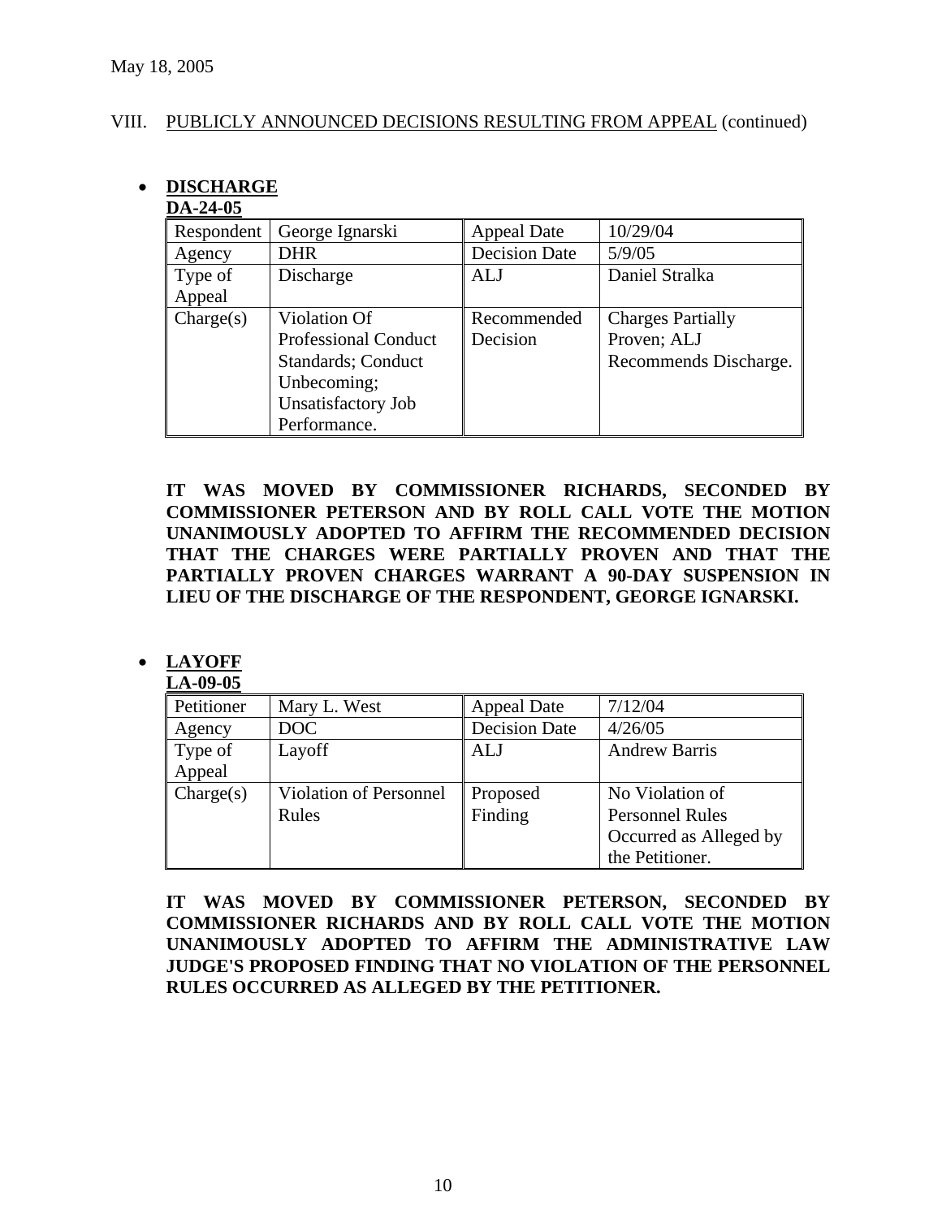May 18, 2005

VIII. PUBLICLY ANNOUNCED DECISIONS RESULTING FROM APPEAL (continued)

- **DISCHARGE**

**DA-24-05**

| Respondent | George Ignarski | Appeal Date | 10/29/04 |
|---|---|---|---|
| Agency | DHR | Decision Date | 5/9/05 |
| Type of Appeal | Discharge | ALJ | Daniel Stralka |
| Charge(s) | Violation Of Professional Conduct Standards; Conduct Unbecoming; Unsatisfactory Job Performance. | Recommended Decision | Charges Partially Proven; ALJ Recommends Discharge. |

**IT WAS MOVED BY COMMISSIONER RICHARDS, SECONDED BY COMMISSIONER PETERSON AND BY ROLL CALL VOTE THE MOTION UNANIMOUSLY ADOPTED TO AFFIRM THE RECOMMENDED DECISION THAT THE CHARGES WERE PARTIALLY PROVEN AND THAT THE PARTIALLY PROVEN CHARGES WARRANT A 90-DAY SUSPENSION IN LIEU OF THE DISCHARGE OF THE RESPONDENT, GEORGE IGNARSKI.**

- **LAYOFF**

**LA-09-05**

| Petitioner | Mary L. West | Appeal Date | 7/12/04 |
|---|---|---|---|
| Agency | DOC | Decision Date | 4/26/05 |
| Type of Appeal | Layoff | ALJ | Andrew Barris |
| Charge(s) | Violation of Personnel Rules | Proposed Finding | No Violation of Personnel Rules Occurred as Alleged by the Petitioner. |

**IT WAS MOVED BY COMMISSIONER PETERSON, SECONDED BY COMMISSIONER RICHARDS AND BY ROLL CALL VOTE THE MOTION UNANIMOUSLY ADOPTED TO AFFIRM THE ADMINISTRATIVE LAW JUDGE'S PROPOSED FINDING THAT NO VIOLATION OF THE PERSONNEL RULES OCCURRED AS ALLEGED BY THE PETITIONER.**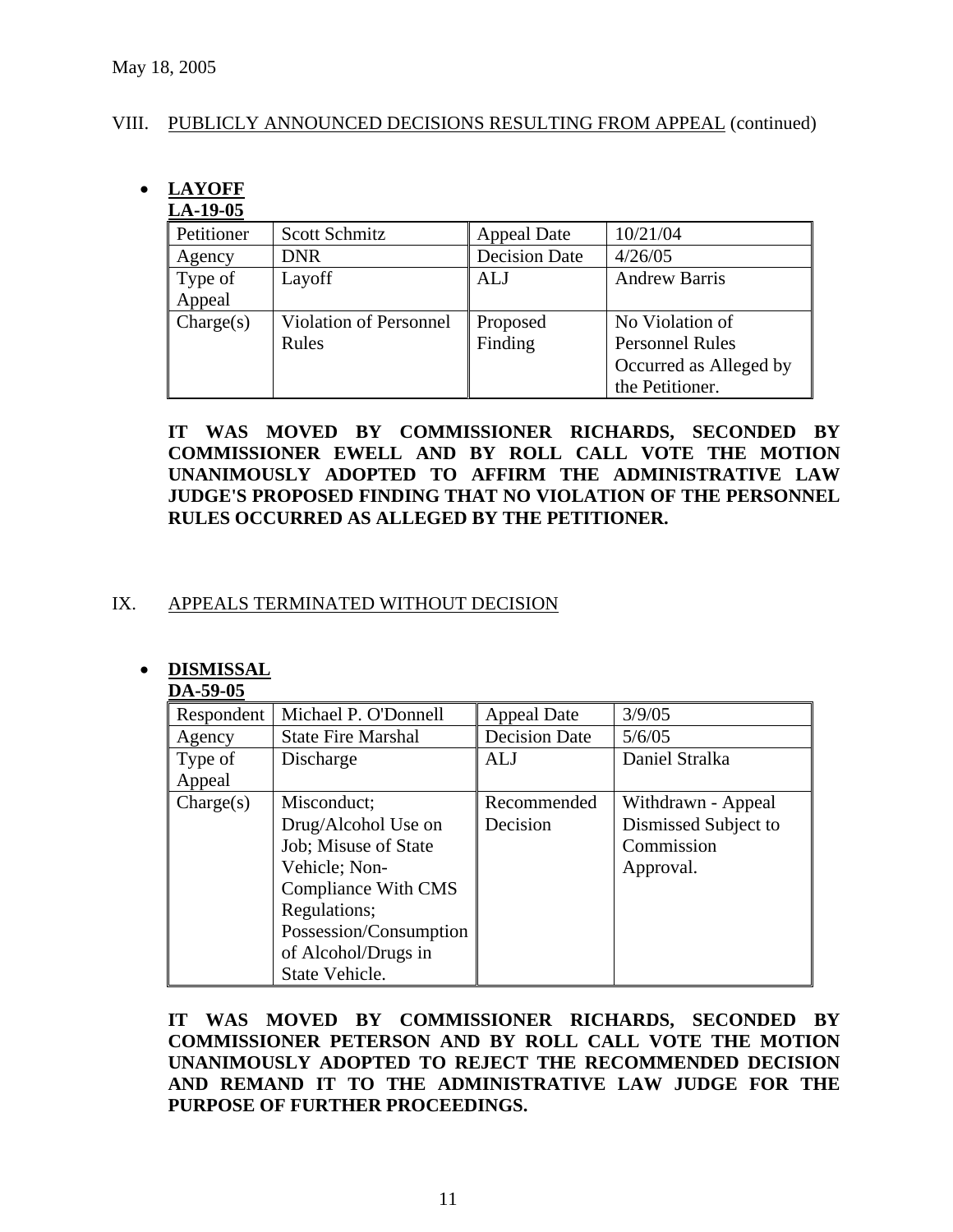May 18, 2005

VIII. PUBLICLY ANNOUNCED DECISIONS RESULTING FROM APPEAL (continued)

- **LAYOFF**

**LA-19-05**

| Petitioner | Scott Schmitz | Appeal Date | 10/21/04 |
|---|---|---|---|
| Agency | DNR | Decision Date | 4/26/05 |
| Type of Appeal | Layoff | ALJ | Andrew Barris |
| Charge(s) | Violation of Personnel Rules | Proposed Finding | No Violation of Personnel Rules Occurred as Alleged by the Petitioner. |

**IT WAS MOVED BY COMMISSIONER RICHARDS, SECONDED BY COMMISSIONER EWELL AND BY ROLL CALL VOTE THE MOTION UNANIMOUSLY ADOPTED TO AFFIRM THE ADMINISTRATIVE LAW JUDGE'S PROPOSED FINDING THAT NO VIOLATION OF THE PERSONNEL RULES OCCURRED AS ALLEGED BY THE PETITIONER.**

IX. APPEALS TERMINATED WITHOUT DECISION

- **DISMISSAL**

**DA-59-05**

| Respondent | Michael P. O'Donnell | Appeal Date | 3/9/05 |
|---|---|---|---|
| Agency | State Fire Marshal | Decision Date | 5/6/05 |
| Type of Appeal | Discharge | ALJ | Daniel Stralka |
| Charge(s) | Misconduct; Drug/Alcohol Use on Job; Misuse of State Vehicle; Non-Compliance With CMS Regulations; Possession/Consumption of Alcohol/Drugs in State Vehicle. | Recommended Decision | Withdrawn - Appeal Dismissed Subject to Commission Approval. |

**IT WAS MOVED BY COMMISSIONER RICHARDS, SECONDED BY COMMISSIONER PETERSON AND BY ROLL CALL VOTE THE MOTION UNANIMOUSLY ADOPTED TO REJECT THE RECOMMENDED DECISION AND REMAND IT TO THE ADMINISTRATIVE LAW JUDGE FOR THE PURPOSE OF FURTHER PROCEEDINGS.**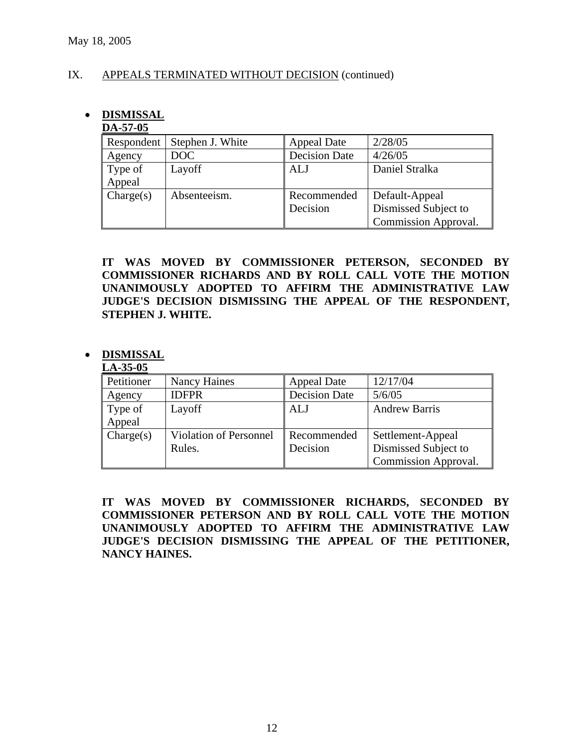May 18, 2005

IX. APPEALS TERMINATED WITHOUT DECISION (continued)

- **DISMISSAL**
  **DA-57-05**

| Respondent | Stephen J. White | Appeal Date | 2/28/05 |
|---|---|---|---|
| Agency | DOC | Decision Date | 4/26/05 |
| Type of Appeal | Layoff | ALJ | Daniel Stralka |
| Charge(s) | Absenteeism. | Recommended Decision | Default-Appeal Dismissed Subject to Commission Approval. |

**IT WAS MOVED BY COMMISSIONER PETERSON, SECONDED BY COMMISSIONER RICHARDS AND BY ROLL CALL VOTE THE MOTION UNANIMOUSLY ADOPTED TO AFFIRM THE ADMINISTRATIVE LAW JUDGE'S DECISION DISMISSING THE APPEAL OF THE RESPONDENT, STEPHEN J. WHITE.**

- **DISMISSAL**
  **LA-35-05**

| Petitioner | Nancy Haines | Appeal Date | 12/17/04 |
|---|---|---|---|
| Agency | IDFPR | Decision Date | 5/6/05 |
| Type of Appeal | Layoff | ALJ | Andrew Barris |
| Charge(s) | Violation of Personnel Rules. | Recommended Decision | Settlement-Appeal Dismissed Subject to Commission Approval. |

**IT WAS MOVED BY COMMISSIONER RICHARDS, SECONDED BY COMMISSIONER PETERSON AND BY ROLL CALL VOTE THE MOTION UNANIMOUSLY ADOPTED TO AFFIRM THE ADMINISTRATIVE LAW JUDGE'S DECISION DISMISSING THE APPEAL OF THE PETITIONER, NANCY HAINES.**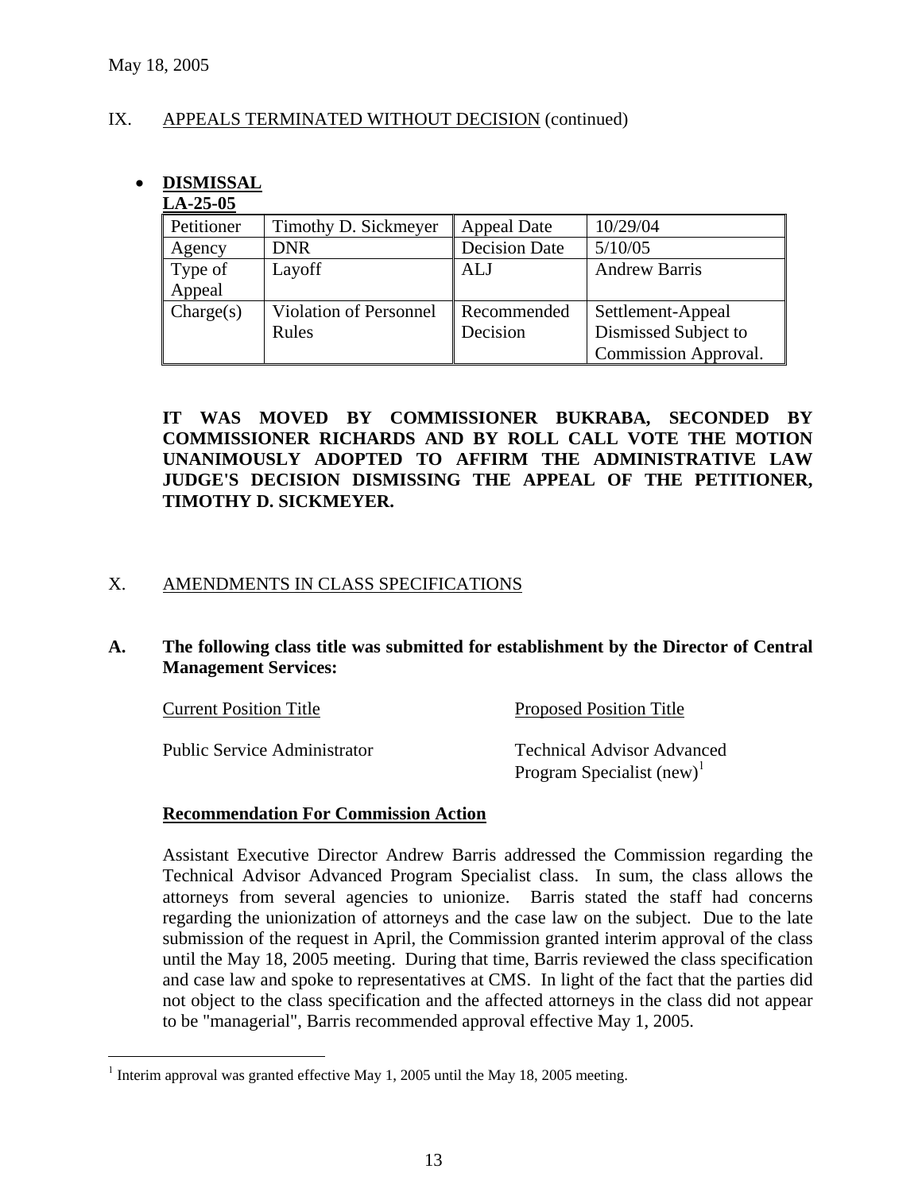## IX. APPEALS TERMINATED WITHOUT DECISION (continued)

- **DISMISSAL**

**LA-25-05**

| Petitioner | Timothy D. Sickmeyer | Appeal Date | 10/29/04 |
|---|---|---|---|
| Agency | DNR | Decision Date | 5/10/05 |
| Type of Appeal | Layoff | ALJ | Andrew Barris |
| Charge(s) | Violation of Personnel Rules | Recommended Decision | Settlement-Appeal Dismissed Subject to Commission Approval. |

**IT WAS MOVED BY COMMISSIONER BUKRABA, SECONDED BY COMMISSIONER RICHARDS AND BY ROLL CALL VOTE THE MOTION UNANIMOUSLY ADOPTED TO AFFIRM THE ADMINISTRATIVE LAW JUDGE'S DECISION DISMISSING THE APPEAL OF THE PETITIONER, TIMOTHY D. SICKMEYER.**

## X. AMENDMENTS IN CLASS SPECIFICATIONS

**A. The following class title was submitted for establishment by the Director of Central Management Services:**

| Current Position Title | Proposed Position Title |
|---|---|
| Public Service Administrator | Technical Advisor Advanced Program Specialist (new)[1] |

**Recommendation For Commission Action**

Assistant Executive Director Andrew Barris addressed the Commission regarding the Technical Advisor Advanced Program Specialist class. In sum, the class allows the attorneys from several agencies to unionize. Barris stated the staff had concerns regarding the unionization of attorneys and the case law on the subject. Due to the late submission of the request in April, the Commission granted interim approval of the class until the May 18, 2005 meeting. During that time, Barris reviewed the class specification and case law and spoke to representatives at CMS. In light of the fact that the parties did not object to the class specification and the affected attorneys in the class did not appear to be "managerial", Barris recommended approval effective May 1, 2005.

[1] Interim approval was granted effective May 1, 2005 until the May 18, 2005 meeting.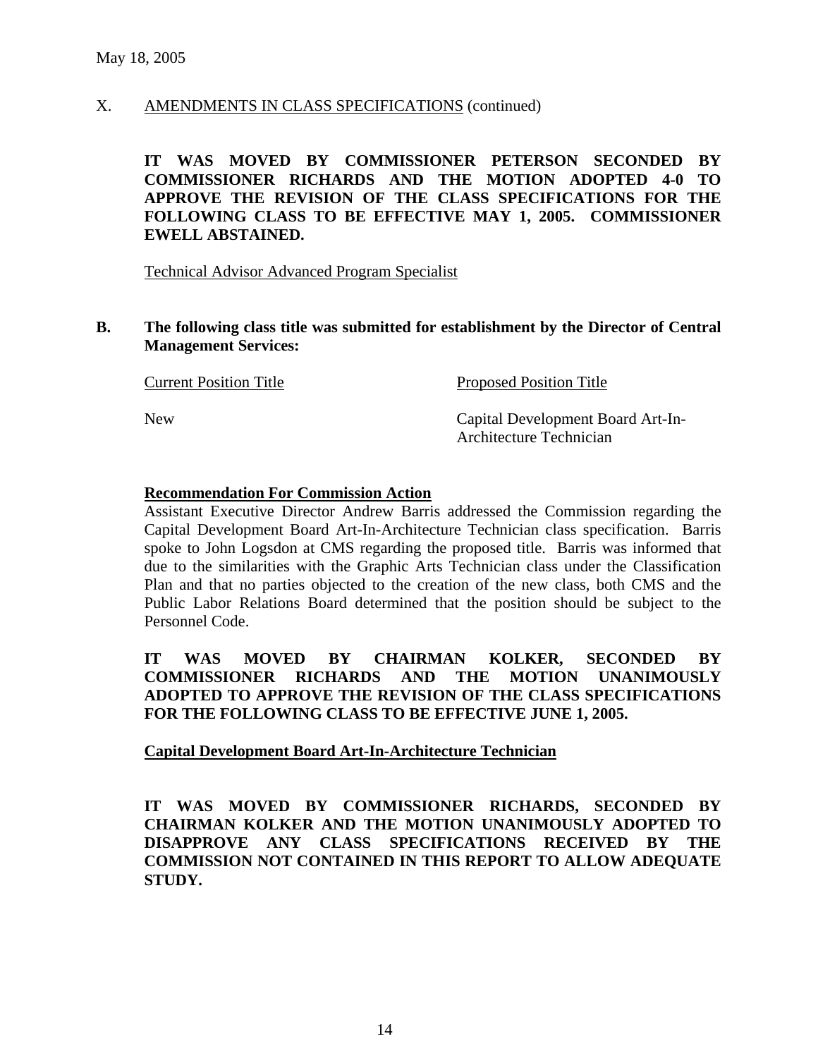May 18, 2005

X. AMENDMENTS IN CLASS SPECIFICATIONS (continued)

**IT WAS MOVED BY COMMISSIONER PETERSON SECONDED BY COMMISSIONER RICHARDS AND THE MOTION ADOPTED 4-0 TO APPROVE THE REVISION OF THE CLASS SPECIFICATIONS FOR THE FOLLOWING CLASS TO BE EFFECTIVE MAY 1, 2005. COMMISSIONER EWELL ABSTAINED.**

Technical Advisor Advanced Program Specialist

**B. The following class title was submitted for establishment by the Director of Central Management Services:**

| Current Position Title | Proposed Position Title |
|---|---|
| New | Capital Development Board Art-In-Architecture Technician |

**Recommendation For Commission Action**

Assistant Executive Director Andrew Barris addressed the Commission regarding the Capital Development Board Art-In-Architecture Technician class specification. Barris spoke to John Logsdon at CMS regarding the proposed title. Barris was informed that due to the similarities with the Graphic Arts Technician class under the Classification Plan and that no parties objected to the creation of the new class, both CMS and the Public Labor Relations Board determined that the position should be subject to the Personnel Code.

**IT WAS MOVED BY CHAIRMAN KOLKER, SECONDED BY COMMISSIONER RICHARDS AND THE MOTION UNANIMOUSLY ADOPTED TO APPROVE THE REVISION OF THE CLASS SPECIFICATIONS FOR THE FOLLOWING CLASS TO BE EFFECTIVE JUNE 1, 2005.**

**Capital Development Board Art-In-Architecture Technician**

**IT WAS MOVED BY COMMISSIONER RICHARDS, SECONDED BY CHAIRMAN KOLKER AND THE MOTION UNANIMOUSLY ADOPTED TO DISAPPROVE ANY CLASS SPECIFICATIONS RECEIVED BY THE COMMISSION NOT CONTAINED IN THIS REPORT TO ALLOW ADEQUATE STUDY.**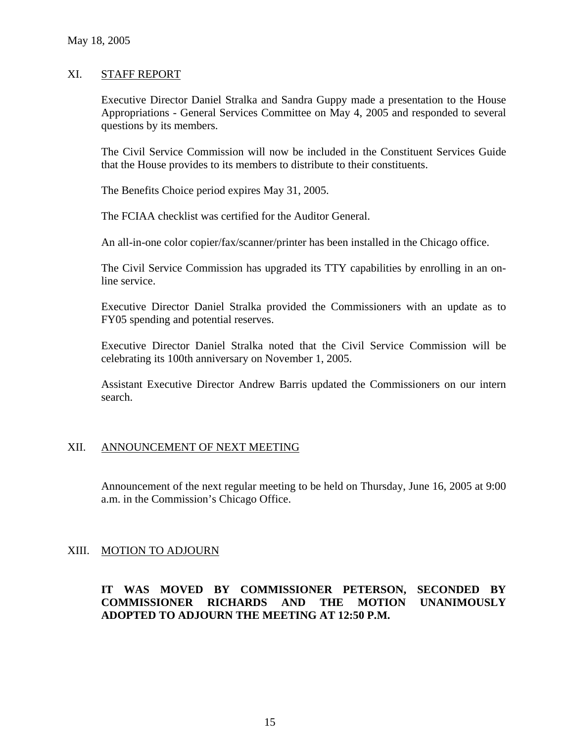May 18, 2005

## XI. STAFF REPORT

Executive Director Daniel Stralka and Sandra Guppy made a presentation to the House Appropriations - General Services Committee on May 4, 2005 and responded to several questions by its members.

The Civil Service Commission will now be included in the Constituent Services Guide that the House provides to its members to distribute to their constituents.

The Benefits Choice period expires May 31, 2005.

The FCIAA checklist was certified for the Auditor General.

An all-in-one color copier/fax/scanner/printer has been installed in the Chicago office.

The Civil Service Commission has upgraded its TTY capabilities by enrolling in an on-line service.

Executive Director Daniel Stralka provided the Commissioners with an update as to FY05 spending and potential reserves.

Executive Director Daniel Stralka noted that the Civil Service Commission will be celebrating its 100th anniversary on November 1, 2005.

Assistant Executive Director Andrew Barris updated the Commissioners on our intern search.

## XII. ANNOUNCEMENT OF NEXT MEETING

Announcement of the next regular meeting to be held on Thursday, June 16, 2005 at 9:00 a.m. in the Commission's Chicago Office.

## XIII. MOTION TO ADJOURN

**IT WAS MOVED BY COMMISSIONER PETERSON, SECONDED BY COMMISSIONER RICHARDS AND THE MOTION UNANIMOUSLY ADOPTED TO ADJOURN THE MEETING AT 12:50 P.M.**